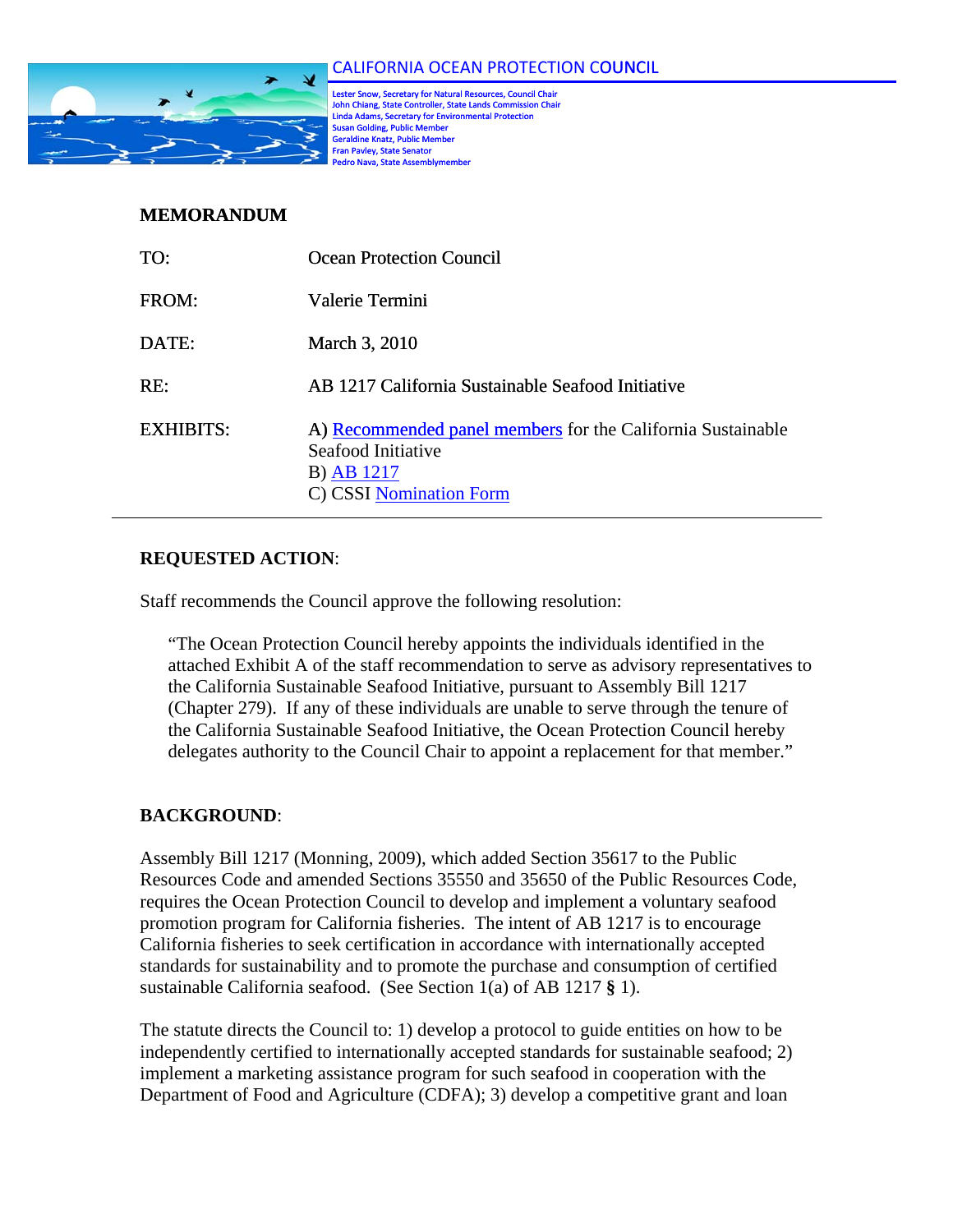CALIFORNIA OCEAN PROTECTION COUNCIL

Lester Snow, Secretary for Natural Resources, Council Chair
John Chiang, State Controller, State Lands Commission Chair
Linda Adams, Secretary for Environmental Protection
Susan Golding, Public Member
Geraldine Knatz, Public Member
Fran Pavley, State Senator
Pedro Nava, State Assemblymember

**MEMORANDUM**

TO: Ocean Protection Council

FROM: Valerie Termini

DATE: March 3, 2010

RE: AB 1217 California Sustainable Seafood Initiative

EXHIBITS: A) Recommended panel members for the California Sustainable Seafood Initiative
B) AB 1217
C) CSSI Nomination Form

---

**REQUESTED ACTION**:

Staff recommends the Council approve the following resolution:

> "The Ocean Protection Council hereby appoints the individuals identified in the attached Exhibit A of the staff recommendation to serve as advisory representatives to the California Sustainable Seafood Initiative, pursuant to Assembly Bill 1217 (Chapter 279). If any of these individuals are unable to serve through the tenure of the California Sustainable Seafood Initiative, the Ocean Protection Council hereby delegates authority to the Council Chair to appoint a replacement for that member."

**BACKGROUND**:

Assembly Bill 1217 (Monning, 2009), which added Section 35617 to the Public Resources Code and amended Sections 35550 and 35650 of the Public Resources Code, requires the Ocean Protection Council to develop and implement a voluntary seafood promotion program for California fisheries. The intent of AB 1217 is to encourage California fisheries to seek certification in accordance with internationally accepted standards for sustainability and to promote the purchase and consumption of certified sustainable California seafood. (See Section 1(a) of AB 1217 **§** 1).

The statute directs the Council to: 1) develop a protocol to guide entities on how to be independently certified to internationally accepted standards for sustainable seafood; 2) implement a marketing assistance program for such seafood in cooperation with the Department of Food and Agriculture (CDFA); 3) develop a competitive grant and loan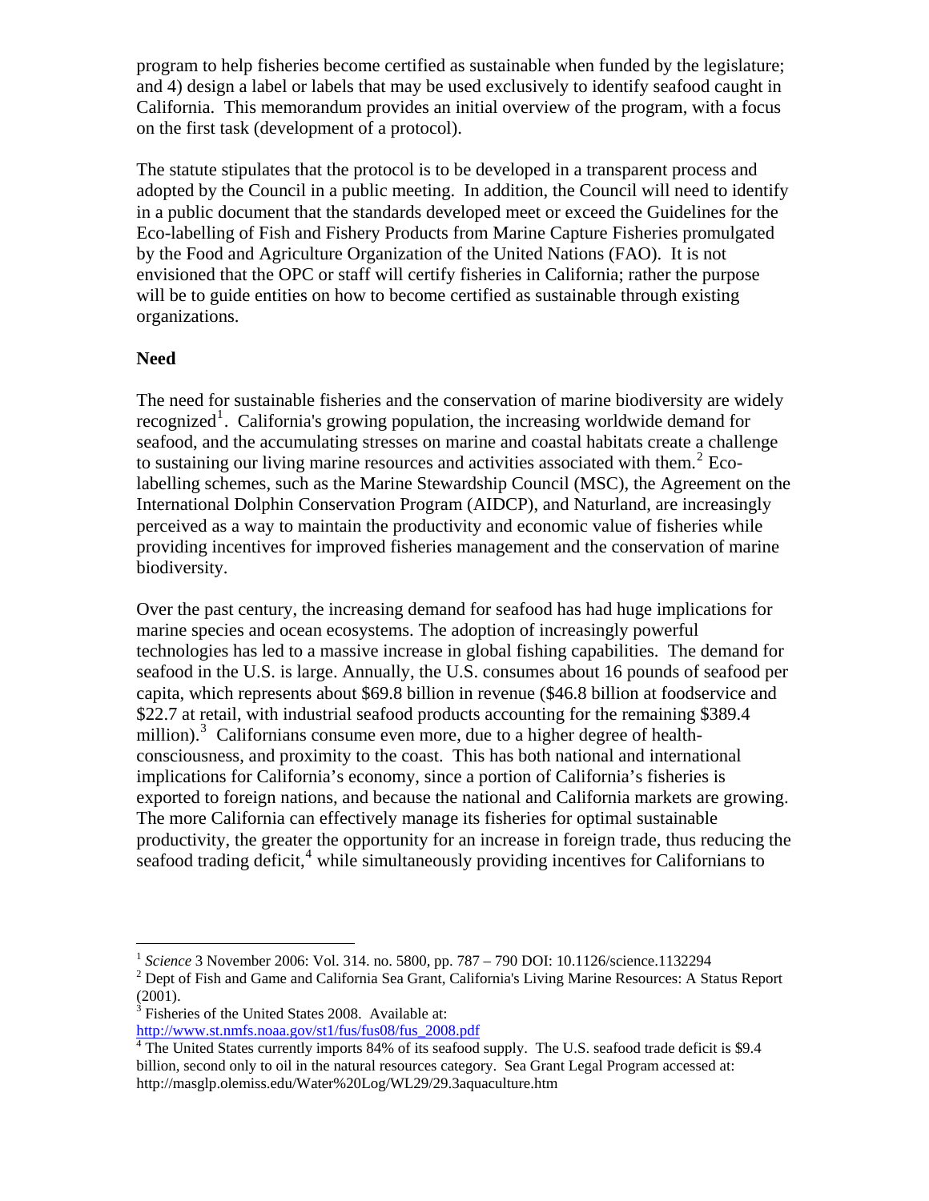program to help fisheries become certified as sustainable when funded by the legislature; and 4) design a label or labels that may be used exclusively to identify seafood caught in California. This memorandum provides an initial overview of the program, with a focus on the first task (development of a protocol).

The statute stipulates that the protocol is to be developed in a transparent process and adopted by the Council in a public meeting. In addition, the Council will need to identify in a public document that the standards developed meet or exceed the Guidelines for the Eco-labelling of Fish and Fishery Products from Marine Capture Fisheries promulgated by the Food and Agriculture Organization of the United Nations (FAO). It is not envisioned that the OPC or staff will certify fisheries in California; rather the purpose will be to guide entities on how to become certified as sustainable through existing organizations.

**Need**

The need for sustainable fisheries and the conservation of marine biodiversity are widely recognized[1]. California's growing population, the increasing worldwide demand for seafood, and the accumulating stresses on marine and coastal habitats create a challenge to sustaining our living marine resources and activities associated with them.[2] Eco-labelling schemes, such as the Marine Stewardship Council (MSC), the Agreement on the International Dolphin Conservation Program (AIDCP), and Naturland, are increasingly perceived as a way to maintain the productivity and economic value of fisheries while providing incentives for improved fisheries management and the conservation of marine biodiversity.

Over the past century, the increasing demand for seafood has had huge implications for marine species and ocean ecosystems. The adoption of increasingly powerful technologies has led to a massive increase in global fishing capabilities. The demand for seafood in the U.S. is large. Annually, the U.S. consumes about 16 pounds of seafood per capita, which represents about $69.8 billion in revenue ($46.8 billion at foodservice and $22.7 at retail, with industrial seafood products accounting for the remaining $389.4 million).[3] Californians consume even more, due to a higher degree of health-consciousness, and proximity to the coast. This has both national and international implications for California's economy, since a portion of California's fisheries is exported to foreign nations, and because the national and California markets are growing. The more California can effectively manage its fisheries for optimal sustainable productivity, the greater the opportunity for an increase in foreign trade, thus reducing the seafood trading deficit,[4] while simultaneously providing incentives for Californians to

---

[1] *Science* 3 November 2006: Vol. 314. no. 5800, pp. 787 – 790 DOI: 10.1126/science.1132294

[2] Dept of Fish and Game and California Sea Grant, California's Living Marine Resources: A Status Report (2001).

[3] Fisheries of the United States 2008. Available at: http://www.st.nmfs.noaa.gov/st1/fus/fus08/fus_2008.pdf

[4] The United States currently imports 84% of its seafood supply. The U.S. seafood trade deficit is $9.4 billion, second only to oil in the natural resources category. Sea Grant Legal Program accessed at: http://masglp.olemiss.edu/Water%20Log/WL29/29.3aquaculture.htm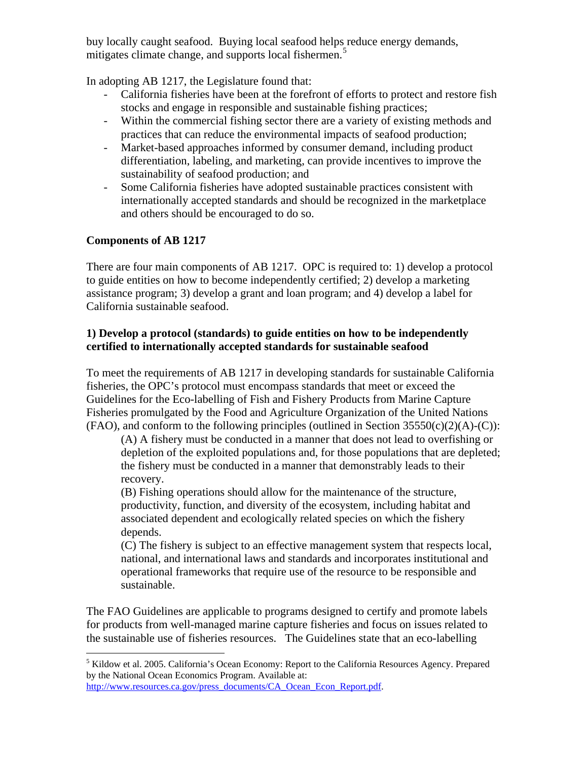buy locally caught seafood. Buying local seafood helps reduce energy demands, mitigates climate change, and supports local fishermen.[5]

In adopting AB 1217, the Legislature found that:

- California fisheries have been at the forefront of efforts to protect and restore fish stocks and engage in responsible and sustainable fishing practices;
- Within the commercial fishing sector there are a variety of existing methods and practices that can reduce the environmental impacts of seafood production;
- Market-based approaches informed by consumer demand, including product differentiation, labeling, and marketing, can provide incentives to improve the sustainability of seafood production; and
- Some California fisheries have adopted sustainable practices consistent with internationally accepted standards and should be recognized in the marketplace and others should be encouraged to do so.

**Components of AB 1217**

There are four main components of AB 1217. OPC is required to: 1) develop a protocol to guide entities on how to become independently certified; 2) develop a marketing assistance program; 3) develop a grant and loan program; and 4) develop a label for California sustainable seafood.

**1) Develop a protocol (standards) to guide entities on how to be independently certified to internationally accepted standards for sustainable seafood**

To meet the requirements of AB 1217 in developing standards for sustainable California fisheries, the OPC's protocol must encompass standards that meet or exceed the Guidelines for the Eco-labelling of Fish and Fishery Products from Marine Capture Fisheries promulgated by the Food and Agriculture Organization of the United Nations (FAO), and conform to the following principles (outlined in Section 35550(c)(2)(A)-(C)):

> (A) A fishery must be conducted in a manner that does not lead to overfishing or depletion of the exploited populations and, for those populations that are depleted; the fishery must be conducted in a manner that demonstrably leads to their recovery.
>
> (B) Fishing operations should allow for the maintenance of the structure, productivity, function, and diversity of the ecosystem, including habitat and associated dependent and ecologically related species on which the fishery depends.
>
> (C) The fishery is subject to an effective management system that respects local, national, and international laws and standards and incorporates institutional and operational frameworks that require use of the resource to be responsible and sustainable.

The FAO Guidelines are applicable to programs designed to certify and promote labels for products from well-managed marine capture fisheries and focus on issues related to the sustainable use of fisheries resources. The Guidelines state that an eco-labelling

[5] Kildow et al. 2005. California's Ocean Economy: Report to the California Resources Agency. Prepared by the National Ocean Economics Program. Available at: http://www.resources.ca.gov/press_documents/CA_Ocean_Econ_Report.pdf.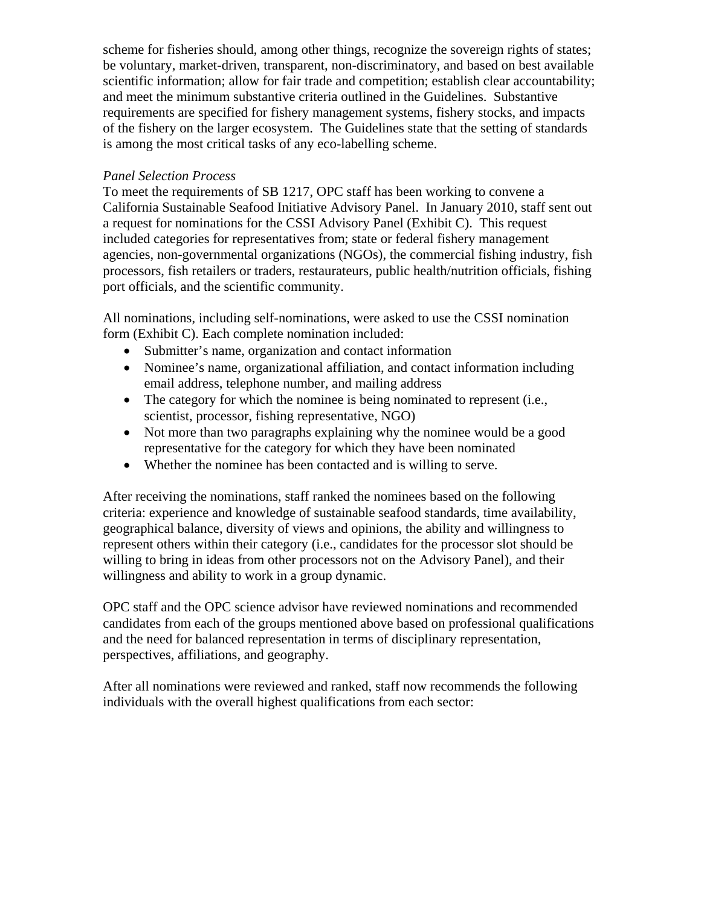scheme for fisheries should, among other things, recognize the sovereign rights of states; be voluntary, market-driven, transparent, non-discriminatory, and based on best available scientific information; allow for fair trade and competition; establish clear accountability; and meet the minimum substantive criteria outlined in the Guidelines. Substantive requirements are specified for fishery management systems, fishery stocks, and impacts of the fishery on the larger ecosystem. The Guidelines state that the setting of standards is among the most critical tasks of any eco-labelling scheme.

*Panel Selection Process*

To meet the requirements of SB 1217, OPC staff has been working to convene a California Sustainable Seafood Initiative Advisory Panel. In January 2010, staff sent out a request for nominations for the CSSI Advisory Panel (Exhibit C). This request included categories for representatives from; state or federal fishery management agencies, non-governmental organizations (NGOs), the commercial fishing industry, fish processors, fish retailers or traders, restaurateurs, public health/nutrition officials, fishing port officials, and the scientific community.

All nominations, including self-nominations, were asked to use the CSSI nomination form (Exhibit C). Each complete nomination included:

- Submitter's name, organization and contact information
- Nominee's name, organizational affiliation, and contact information including email address, telephone number, and mailing address
- The category for which the nominee is being nominated to represent (i.e., scientist, processor, fishing representative, NGO)
- Not more than two paragraphs explaining why the nominee would be a good representative for the category for which they have been nominated
- Whether the nominee has been contacted and is willing to serve.

After receiving the nominations, staff ranked the nominees based on the following criteria: experience and knowledge of sustainable seafood standards, time availability, geographical balance, diversity of views and opinions, the ability and willingness to represent others within their category (i.e., candidates for the processor slot should be willing to bring in ideas from other processors not on the Advisory Panel), and their willingness and ability to work in a group dynamic.

OPC staff and the OPC science advisor have reviewed nominations and recommended candidates from each of the groups mentioned above based on professional qualifications and the need for balanced representation in terms of disciplinary representation, perspectives, affiliations, and geography.

After all nominations were reviewed and ranked, staff now recommends the following individuals with the overall highest qualifications from each sector: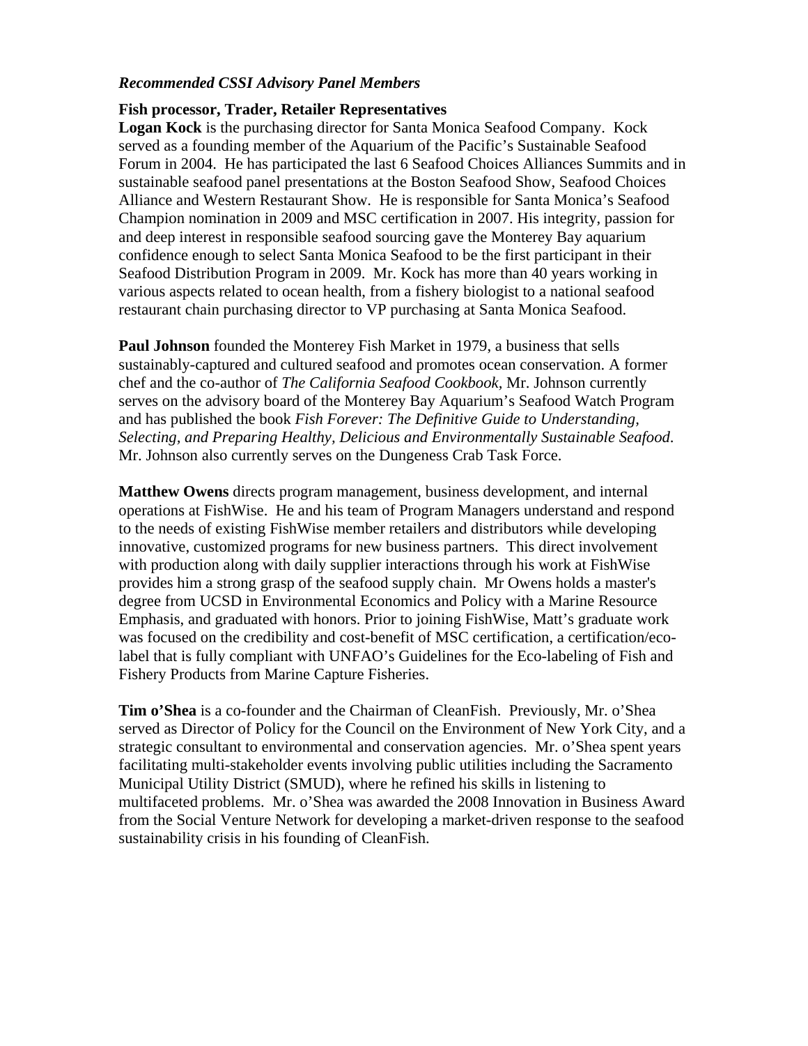*Recommended CSSI Advisory Panel Members*

**Fish processor, Trader, Retailer Representatives**

**Logan Kock** is the purchasing director for Santa Monica Seafood Company. Kock served as a founding member of the Aquarium of the Pacific's Sustainable Seafood Forum in 2004. He has participated the last 6 Seafood Choices Alliances Summits and in sustainable seafood panel presentations at the Boston Seafood Show, Seafood Choices Alliance and Western Restaurant Show. He is responsible for Santa Monica's Seafood Champion nomination in 2009 and MSC certification in 2007. His integrity, passion for and deep interest in responsible seafood sourcing gave the Monterey Bay aquarium confidence enough to select Santa Monica Seafood to be the first participant in their Seafood Distribution Program in 2009. Mr. Kock has more than 40 years working in various aspects related to ocean health, from a fishery biologist to a national seafood restaurant chain purchasing director to VP purchasing at Santa Monica Seafood.

**Paul Johnson** founded the Monterey Fish Market in 1979, a business that sells sustainably-captured and cultured seafood and promotes ocean conservation. A former chef and the co-author of *The California Seafood Cookbook*, Mr. Johnson currently serves on the advisory board of the Monterey Bay Aquarium's Seafood Watch Program and has published the book *Fish Forever: The Definitive Guide to Understanding, Selecting, and Preparing Healthy, Delicious and Environmentally Sustainable Seafood*. Mr. Johnson also currently serves on the Dungeness Crab Task Force.

**Matthew Owens** directs program management, business development, and internal operations at FishWise. He and his team of Program Managers understand and respond to the needs of existing FishWise member retailers and distributors while developing innovative, customized programs for new business partners. This direct involvement with production along with daily supplier interactions through his work at FishWise provides him a strong grasp of the seafood supply chain. Mr Owens holds a master's degree from UCSD in Environmental Economics and Policy with a Marine Resource Emphasis, and graduated with honors. Prior to joining FishWise, Matt's graduate work was focused on the credibility and cost-benefit of MSC certification, a certification/eco-label that is fully compliant with UNFAO's Guidelines for the Eco-labeling of Fish and Fishery Products from Marine Capture Fisheries.

**Tim o'Shea** is a co-founder and the Chairman of CleanFish. Previously, Mr. o'Shea served as Director of Policy for the Council on the Environment of New York City, and a strategic consultant to environmental and conservation agencies. Mr. o'Shea spent years facilitating multi-stakeholder events involving public utilities including the Sacramento Municipal Utility District (SMUD), where he refined his skills in listening to multifaceted problems. Mr. o'Shea was awarded the 2008 Innovation in Business Award from the Social Venture Network for developing a market-driven response to the seafood sustainability crisis in his founding of CleanFish.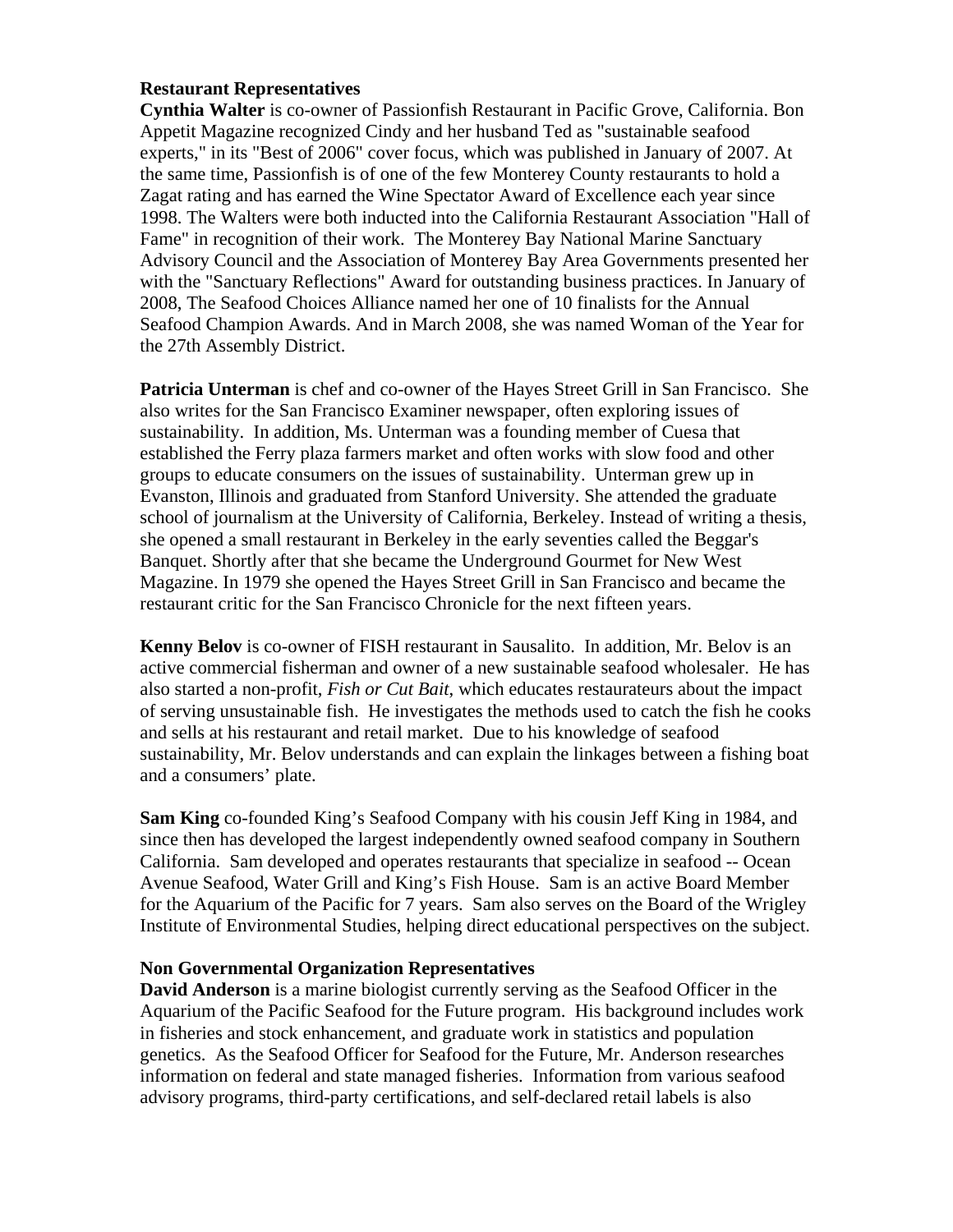**Restaurant Representatives**

**Cynthia Walter** is co-owner of Passionfish Restaurant in Pacific Grove, California. Bon Appetit Magazine recognized Cindy and her husband Ted as "sustainable seafood experts," in its "Best of 2006" cover focus, which was published in January of 2007. At the same time, Passionfish is of one of the few Monterey County restaurants to hold a Zagat rating and has earned the Wine Spectator Award of Excellence each year since 1998. The Walters were both inducted into the California Restaurant Association "Hall of Fame" in recognition of their work. The Monterey Bay National Marine Sanctuary Advisory Council and the Association of Monterey Bay Area Governments presented her with the "Sanctuary Reflections" Award for outstanding business practices. In January of 2008, The Seafood Choices Alliance named her one of 10 finalists for the Annual Seafood Champion Awards. And in March 2008, she was named Woman of the Year for the 27th Assembly District.

**Patricia Unterman** is chef and co-owner of the Hayes Street Grill in San Francisco. She also writes for the San Francisco Examiner newspaper, often exploring issues of sustainability. In addition, Ms. Unterman was a founding member of Cuesa that established the Ferry plaza farmers market and often works with slow food and other groups to educate consumers on the issues of sustainability. Unterman grew up in Evanston, Illinois and graduated from Stanford University. She attended the graduate school of journalism at the University of California, Berkeley. Instead of writing a thesis, she opened a small restaurant in Berkeley in the early seventies called the Beggar's Banquet. Shortly after that she became the Underground Gourmet for New West Magazine. In 1979 she opened the Hayes Street Grill in San Francisco and became the restaurant critic for the San Francisco Chronicle for the next fifteen years.

**Kenny Belov** is co-owner of FISH restaurant in Sausalito. In addition, Mr. Belov is an active commercial fisherman and owner of a new sustainable seafood wholesaler. He has also started a non-profit, *Fish or Cut Bait*, which educates restaurateurs about the impact of serving unsustainable fish. He investigates the methods used to catch the fish he cooks and sells at his restaurant and retail market. Due to his knowledge of seafood sustainability, Mr. Belov understands and can explain the linkages between a fishing boat and a consumers' plate.

**Sam King** co-founded King's Seafood Company with his cousin Jeff King in 1984, and since then has developed the largest independently owned seafood company in Southern California. Sam developed and operates restaurants that specialize in seafood -- Ocean Avenue Seafood, Water Grill and King's Fish House. Sam is an active Board Member for the Aquarium of the Pacific for 7 years. Sam also serves on the Board of the Wrigley Institute of Environmental Studies, helping direct educational perspectives on the subject.

**Non Governmental Organization Representatives**

**David Anderson** is a marine biologist currently serving as the Seafood Officer in the Aquarium of the Pacific Seafood for the Future program. His background includes work in fisheries and stock enhancement, and graduate work in statistics and population genetics. As the Seafood Officer for Seafood for the Future, Mr. Anderson researches information on federal and state managed fisheries. Information from various seafood advisory programs, third-party certifications, and self-declared retail labels is also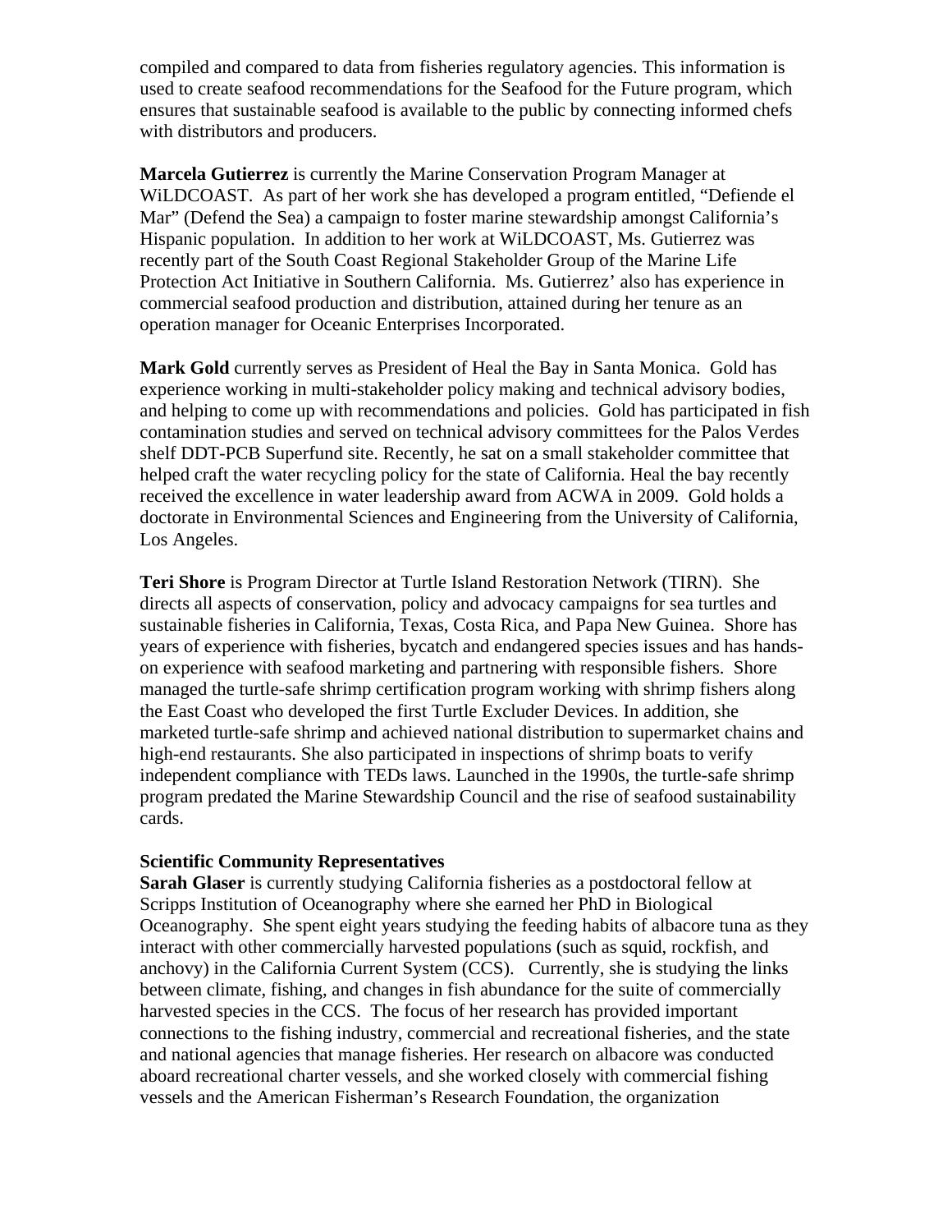compiled and compared to data from fisheries regulatory agencies. This information is used to create seafood recommendations for the Seafood for the Future program, which ensures that sustainable seafood is available to the public by connecting informed chefs with distributors and producers.

**Marcela Gutierrez** is currently the Marine Conservation Program Manager at WiLDCOAST. As part of her work she has developed a program entitled, "Defiende el Mar" (Defend the Sea) a campaign to foster marine stewardship amongst California's Hispanic population. In addition to her work at WiLDCOAST, Ms. Gutierrez was recently part of the South Coast Regional Stakeholder Group of the Marine Life Protection Act Initiative in Southern California. Ms. Gutierrez' also has experience in commercial seafood production and distribution, attained during her tenure as an operation manager for Oceanic Enterprises Incorporated.

**Mark Gold** currently serves as President of Heal the Bay in Santa Monica. Gold has experience working in multi-stakeholder policy making and technical advisory bodies, and helping to come up with recommendations and policies. Gold has participated in fish contamination studies and served on technical advisory committees for the Palos Verdes shelf DDT-PCB Superfund site. Recently, he sat on a small stakeholder committee that helped craft the water recycling policy for the state of California. Heal the bay recently received the excellence in water leadership award from ACWA in 2009. Gold holds a doctorate in Environmental Sciences and Engineering from the University of California, Los Angeles.

**Teri Shore** is Program Director at Turtle Island Restoration Network (TIRN). She directs all aspects of conservation, policy and advocacy campaigns for sea turtles and sustainable fisheries in California, Texas, Costa Rica, and Papa New Guinea. Shore has years of experience with fisheries, bycatch and endangered species issues and has hands-on experience with seafood marketing and partnering with responsible fishers. Shore managed the turtle-safe shrimp certification program working with shrimp fishers along the East Coast who developed the first Turtle Excluder Devices. In addition, she marketed turtle-safe shrimp and achieved national distribution to supermarket chains and high-end restaurants. She also participated in inspections of shrimp boats to verify independent compliance with TEDs laws. Launched in the 1990s, the turtle-safe shrimp program predated the Marine Stewardship Council and the rise of seafood sustainability cards.

**Scientific Community Representatives**

**Sarah Glaser** is currently studying California fisheries as a postdoctoral fellow at Scripps Institution of Oceanography where she earned her PhD in Biological Oceanography. She spent eight years studying the feeding habits of albacore tuna as they interact with other commercially harvested populations (such as squid, rockfish, and anchovy) in the California Current System (CCS). Currently, she is studying the links between climate, fishing, and changes in fish abundance for the suite of commercially harvested species in the CCS. The focus of her research has provided important connections to the fishing industry, commercial and recreational fisheries, and the state and national agencies that manage fisheries. Her research on albacore was conducted aboard recreational charter vessels, and she worked closely with commercial fishing vessels and the American Fisherman's Research Foundation, the organization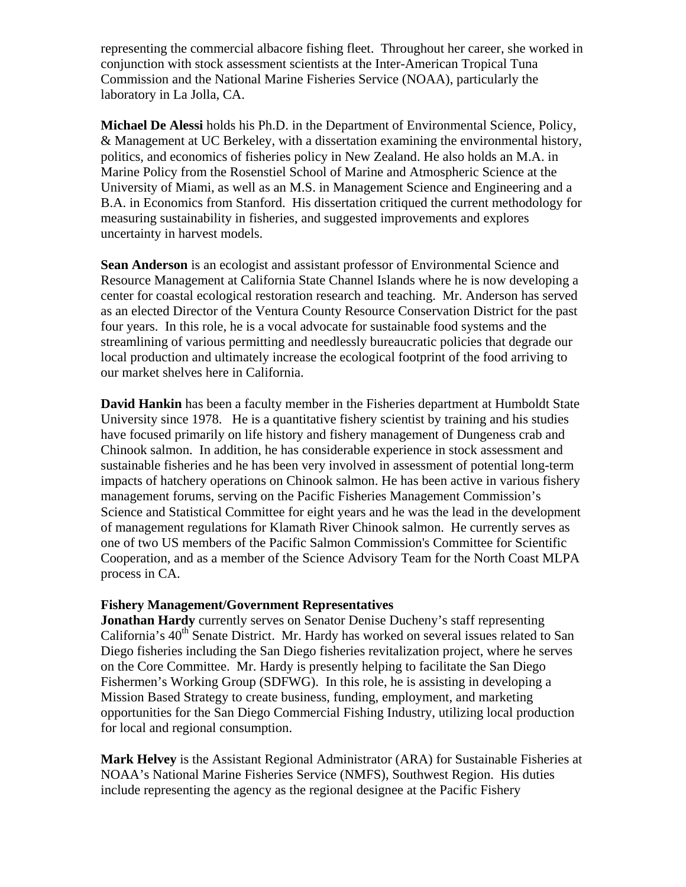representing the commercial albacore fishing fleet. Throughout her career, she worked in conjunction with stock assessment scientists at the Inter-American Tropical Tuna Commission and the National Marine Fisheries Service (NOAA), particularly the laboratory in La Jolla, CA.

**Michael De Alessi** holds his Ph.D. in the Department of Environmental Science, Policy, & Management at UC Berkeley, with a dissertation examining the environmental history, politics, and economics of fisheries policy in New Zealand. He also holds an M.A. in Marine Policy from the Rosenstiel School of Marine and Atmospheric Science at the University of Miami, as well as an M.S. in Management Science and Engineering and a B.A. in Economics from Stanford. His dissertation critiqued the current methodology for measuring sustainability in fisheries, and suggested improvements and explores uncertainty in harvest models.

**Sean Anderson** is an ecologist and assistant professor of Environmental Science and Resource Management at California State Channel Islands where he is now developing a center for coastal ecological restoration research and teaching. Mr. Anderson has served as an elected Director of the Ventura County Resource Conservation District for the past four years. In this role, he is a vocal advocate for sustainable food systems and the streamlining of various permitting and needlessly bureaucratic policies that degrade our local production and ultimately increase the ecological footprint of the food arriving to our market shelves here in California.

**David Hankin** has been a faculty member in the Fisheries department at Humboldt State University since 1978. He is a quantitative fishery scientist by training and his studies have focused primarily on life history and fishery management of Dungeness crab and Chinook salmon. In addition, he has considerable experience in stock assessment and sustainable fisheries and he has been very involved in assessment of potential long-term impacts of hatchery operations on Chinook salmon. He has been active in various fishery management forums, serving on the Pacific Fisheries Management Commission's Science and Statistical Committee for eight years and he was the lead in the development of management regulations for Klamath River Chinook salmon. He currently serves as one of two US members of the Pacific Salmon Commission's Committee for Scientific Cooperation, and as a member of the Science Advisory Team for the North Coast MLPA process in CA.

**Fishery Management/Government Representatives**

**Jonathan Hardy** currently serves on Senator Denise Ducheny's staff representing California's 40th Senate District. Mr. Hardy has worked on several issues related to San Diego fisheries including the San Diego fisheries revitalization project, where he serves on the Core Committee. Mr. Hardy is presently helping to facilitate the San Diego Fishermen's Working Group (SDFWG). In this role, he is assisting in developing a Mission Based Strategy to create business, funding, employment, and marketing opportunities for the San Diego Commercial Fishing Industry, utilizing local production for local and regional consumption.

**Mark Helvey** is the Assistant Regional Administrator (ARA) for Sustainable Fisheries at NOAA's National Marine Fisheries Service (NMFS), Southwest Region. His duties include representing the agency as the regional designee at the Pacific Fishery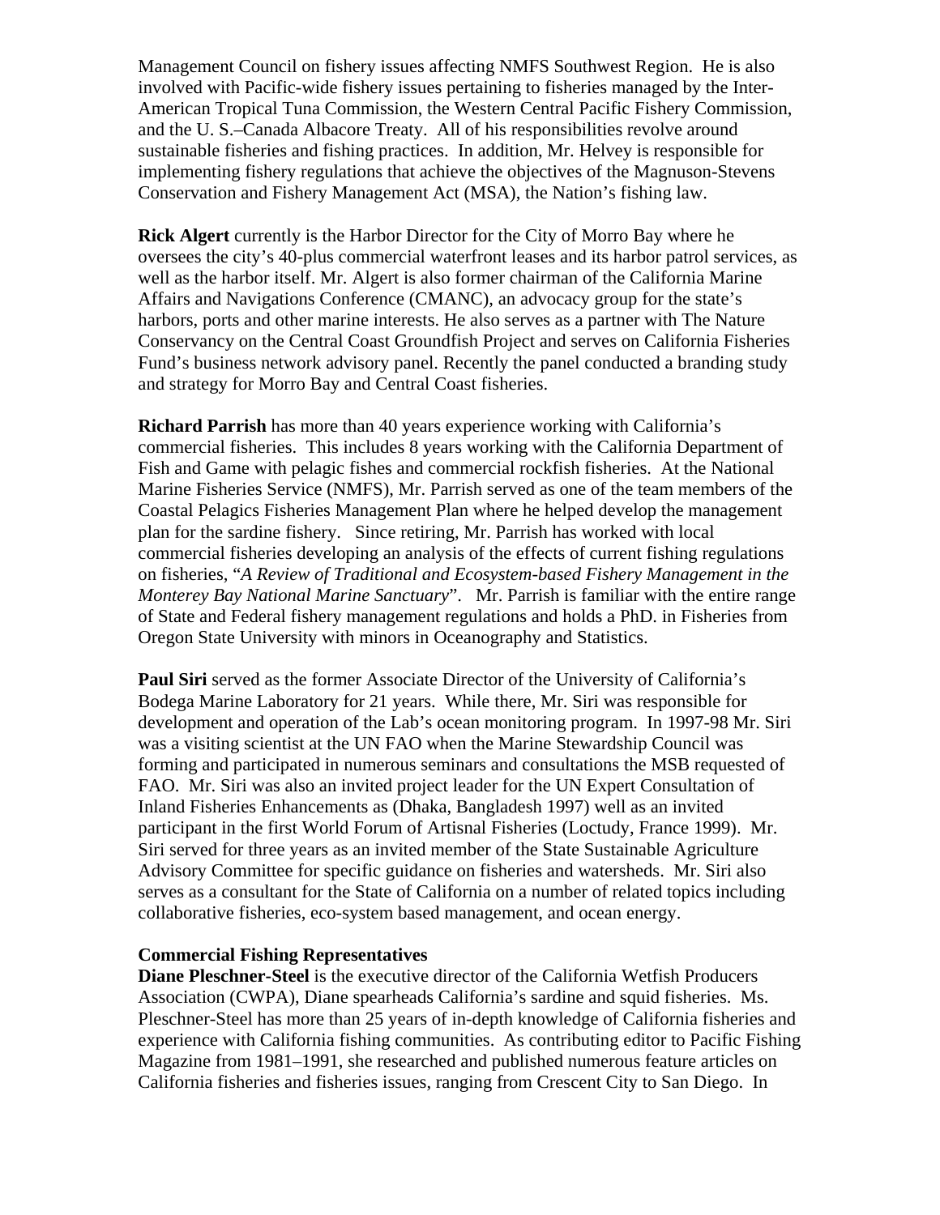Management Council on fishery issues affecting NMFS Southwest Region. He is also involved with Pacific-wide fishery issues pertaining to fisheries managed by the Inter-American Tropical Tuna Commission, the Western Central Pacific Fishery Commission, and the U. S.–Canada Albacore Treaty. All of his responsibilities revolve around sustainable fisheries and fishing practices. In addition, Mr. Helvey is responsible for implementing fishery regulations that achieve the objectives of the Magnuson-Stevens Conservation and Fishery Management Act (MSA), the Nation's fishing law.

**Rick Algert** currently is the Harbor Director for the City of Morro Bay where he oversees the city's 40-plus commercial waterfront leases and its harbor patrol services, as well as the harbor itself. Mr. Algert is also former chairman of the California Marine Affairs and Navigations Conference (CMANC), an advocacy group for the state's harbors, ports and other marine interests. He also serves as a partner with The Nature Conservancy on the Central Coast Groundfish Project and serves on California Fisheries Fund's business network advisory panel. Recently the panel conducted a branding study and strategy for Morro Bay and Central Coast fisheries.

**Richard Parrish** has more than 40 years experience working with California's commercial fisheries. This includes 8 years working with the California Department of Fish and Game with pelagic fishes and commercial rockfish fisheries. At the National Marine Fisheries Service (NMFS), Mr. Parrish served as one of the team members of the Coastal Pelagics Fisheries Management Plan where he helped develop the management plan for the sardine fishery. Since retiring, Mr. Parrish has worked with local commercial fisheries developing an analysis of the effects of current fishing regulations on fisheries, "*A Review of Traditional and Ecosystem-based Fishery Management in the Monterey Bay National Marine Sanctuary*". Mr. Parrish is familiar with the entire range of State and Federal fishery management regulations and holds a PhD. in Fisheries from Oregon State University with minors in Oceanography and Statistics.

**Paul Siri** served as the former Associate Director of the University of California's Bodega Marine Laboratory for 21 years. While there, Mr. Siri was responsible for development and operation of the Lab's ocean monitoring program. In 1997-98 Mr. Siri was a visiting scientist at the UN FAO when the Marine Stewardship Council was forming and participated in numerous seminars and consultations the MSB requested of FAO. Mr. Siri was also an invited project leader for the UN Expert Consultation of Inland Fisheries Enhancements as (Dhaka, Bangladesh 1997) well as an invited participant in the first World Forum of Artisnal Fisheries (Loctudy, France 1999). Mr. Siri served for three years as an invited member of the State Sustainable Agriculture Advisory Committee for specific guidance on fisheries and watersheds. Mr. Siri also serves as a consultant for the State of California on a number of related topics including collaborative fisheries, eco-system based management, and ocean energy.

**Commercial Fishing Representatives**

**Diane Pleschner-Steel** is the executive director of the California Wetfish Producers Association (CWPA), Diane spearheads California's sardine and squid fisheries. Ms. Pleschner-Steel has more than 25 years of in-depth knowledge of California fisheries and experience with California fishing communities. As contributing editor to Pacific Fishing Magazine from 1981–1991, she researched and published numerous feature articles on California fisheries and fisheries issues, ranging from Crescent City to San Diego. In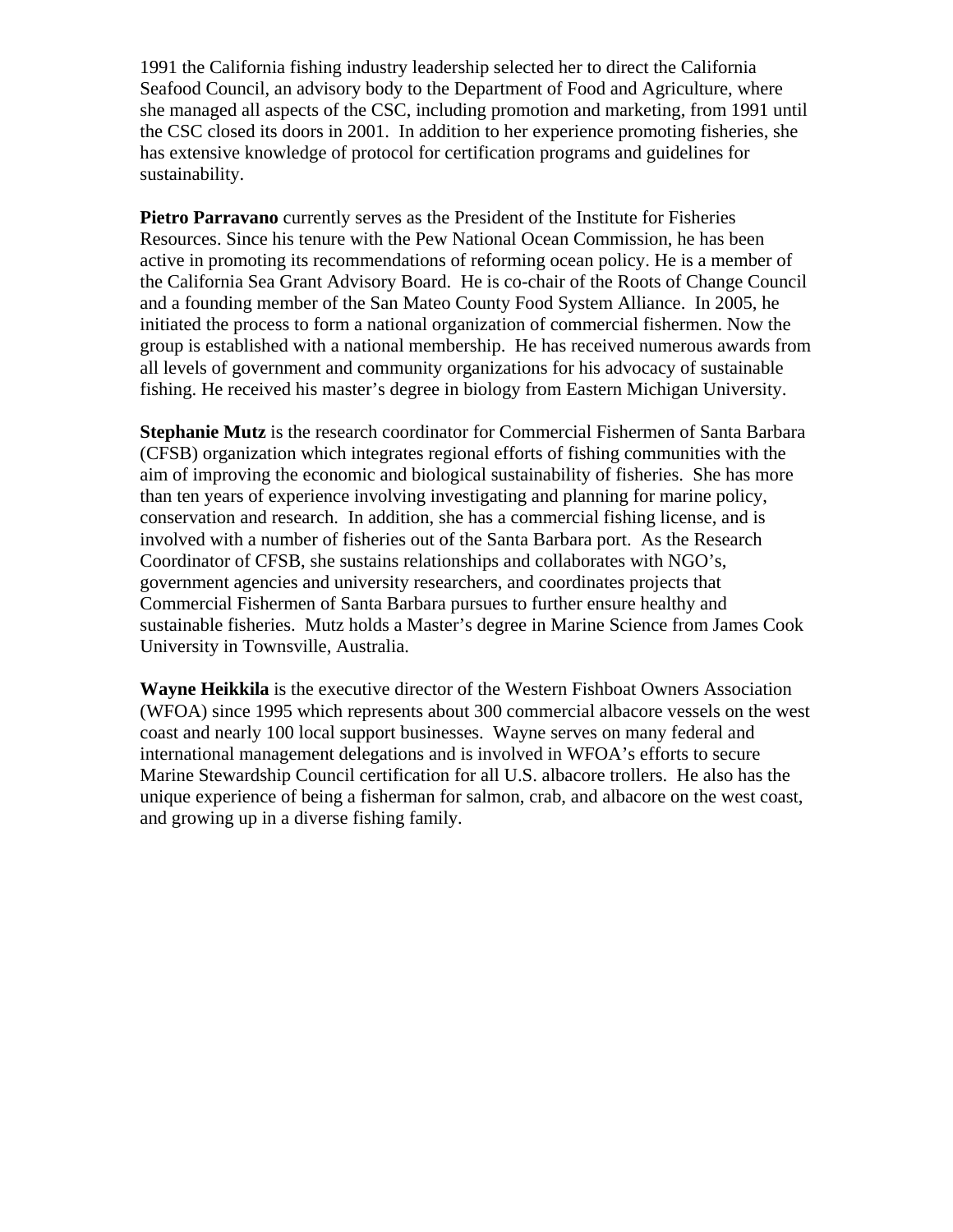1991 the California fishing industry leadership selected her to direct the California Seafood Council, an advisory body to the Department of Food and Agriculture, where she managed all aspects of the CSC, including promotion and marketing, from 1991 until the CSC closed its doors in 2001. In addition to her experience promoting fisheries, she has extensive knowledge of protocol for certification programs and guidelines for sustainability.

**Pietro Parravano** currently serves as the President of the Institute for Fisheries Resources. Since his tenure with the Pew National Ocean Commission, he has been active in promoting its recommendations of reforming ocean policy. He is a member of the California Sea Grant Advisory Board. He is co-chair of the Roots of Change Council and a founding member of the San Mateo County Food System Alliance. In 2005, he initiated the process to form a national organization of commercial fishermen. Now the group is established with a national membership. He has received numerous awards from all levels of government and community organizations for his advocacy of sustainable fishing. He received his master's degree in biology from Eastern Michigan University.

**Stephanie Mutz** is the research coordinator for Commercial Fishermen of Santa Barbara (CFSB) organization which integrates regional efforts of fishing communities with the aim of improving the economic and biological sustainability of fisheries. She has more than ten years of experience involving investigating and planning for marine policy, conservation and research. In addition, she has a commercial fishing license, and is involved with a number of fisheries out of the Santa Barbara port. As the Research Coordinator of CFSB, she sustains relationships and collaborates with NGO's, government agencies and university researchers, and coordinates projects that Commercial Fishermen of Santa Barbara pursues to further ensure healthy and sustainable fisheries. Mutz holds a Master's degree in Marine Science from James Cook University in Townsville, Australia.

**Wayne Heikkila** is the executive director of the Western Fishboat Owners Association (WFOA) since 1995 which represents about 300 commercial albacore vessels on the west coast and nearly 100 local support businesses. Wayne serves on many federal and international management delegations and is involved in WFOA's efforts to secure Marine Stewardship Council certification for all U.S. albacore trollers. He also has the unique experience of being a fisherman for salmon, crab, and albacore on the west coast, and growing up in a diverse fishing family.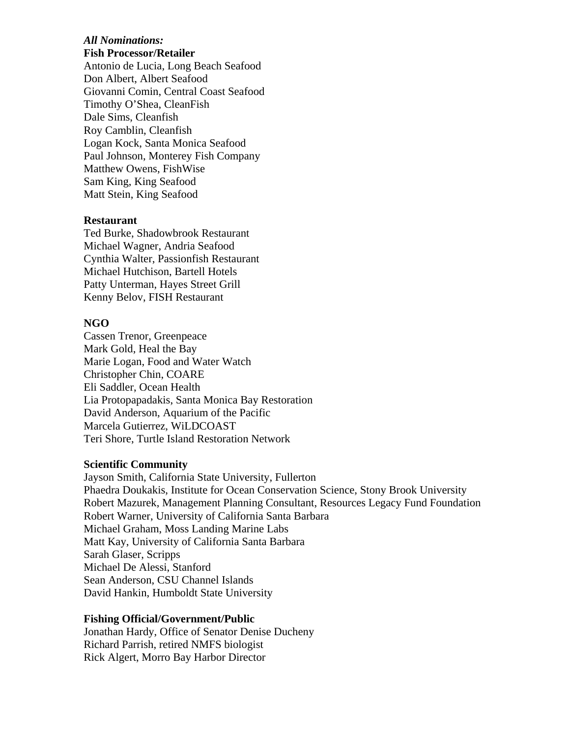***All Nominations:***

**Fish Processor/Retailer**

Antonio de Lucia, Long Beach Seafood
Don Albert, Albert Seafood
Giovanni Comin, Central Coast Seafood
Timothy O'Shea, CleanFish
Dale Sims, Cleanfish
Roy Camblin, Cleanfish
Logan Kock, Santa Monica Seafood
Paul Johnson, Monterey Fish Company
Matthew Owens, FishWise
Sam King, King Seafood
Matt Stein, King Seafood

**Restaurant**

Ted Burke, Shadowbrook Restaurant
Michael Wagner, Andria Seafood
Cynthia Walter, Passionfish Restaurant
Michael Hutchison, Bartell Hotels
Patty Unterman, Hayes Street Grill
Kenny Belov, FISH Restaurant

**NGO**

Cassen Trenor, Greenpeace
Mark Gold, Heal the Bay
Marie Logan, Food and Water Watch
Christopher Chin, COARE
Eli Saddler, Ocean Health
Lia Protopapadakis, Santa Monica Bay Restoration
David Anderson, Aquarium of the Pacific
Marcela Gutierrez, WiLDCOAST
Teri Shore, Turtle Island Restoration Network

**Scientific Community**

Jayson Smith, California State University, Fullerton
Phaedra Doukakis, Institute for Ocean Conservation Science, Stony Brook University
Robert Mazurek, Management Planning Consultant, Resources Legacy Fund Foundation
Robert Warner, University of California Santa Barbara
Michael Graham, Moss Landing Marine Labs
Matt Kay, University of California Santa Barbara
Sarah Glaser, Scripps
Michael De Alessi, Stanford
Sean Anderson, CSU Channel Islands
David Hankin, Humboldt State University

**Fishing Official/Government/Public**

Jonathan Hardy, Office of Senator Denise Ducheny
Richard Parrish, retired NMFS biologist
Rick Algert, Morro Bay Harbor Director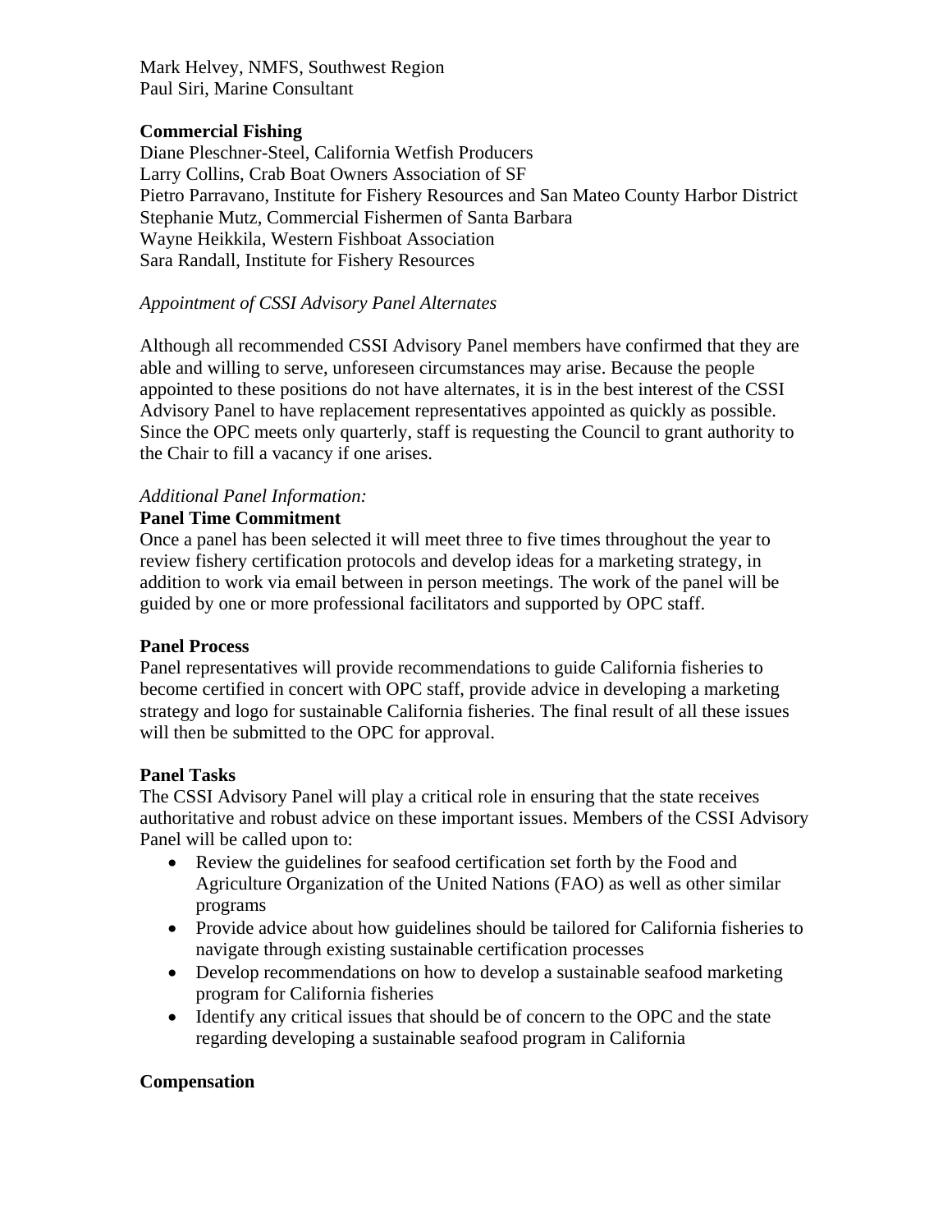Mark Helvey, NMFS, Southwest Region
Paul Siri, Marine Consultant

**Commercial Fishing**
Diane Pleschner-Steel, California Wetfish Producers
Larry Collins, Crab Boat Owners Association of SF
Pietro Parravano, Institute for Fishery Resources and San Mateo County Harbor District
Stephanie Mutz, Commercial Fishermen of Santa Barbara
Wayne Heikkila, Western Fishboat Association
Sara Randall, Institute for Fishery Resources

*Appointment of CSSI Advisory Panel Alternates*

Although all recommended CSSI Advisory Panel members have confirmed that they are able and willing to serve, unforeseen circumstances may arise. Because the people appointed to these positions do not have alternates, it is in the best interest of the CSSI Advisory Panel to have replacement representatives appointed as quickly as possible. Since the OPC meets only quarterly, staff is requesting the Council to grant authority to the Chair to fill a vacancy if one arises.

*Additional Panel Information:*

**Panel Time Commitment**
Once a panel has been selected it will meet three to five times throughout the year to review fishery certification protocols and develop ideas for a marketing strategy, in addition to work via email between in person meetings. The work of the panel will be guided by one or more professional facilitators and supported by OPC staff.

**Panel Process**
Panel representatives will provide recommendations to guide California fisheries to become certified in concert with OPC staff, provide advice in developing a marketing strategy and logo for sustainable California fisheries. The final result of all these issues will then be submitted to the OPC for approval.

**Panel Tasks**
The CSSI Advisory Panel will play a critical role in ensuring that the state receives authoritative and robust advice on these important issues. Members of the CSSI Advisory Panel will be called upon to:

- Review the guidelines for seafood certification set forth by the Food and Agriculture Organization of the United Nations (FAO) as well as other similar programs
- Provide advice about how guidelines should be tailored for California fisheries to navigate through existing sustainable certification processes
- Develop recommendations on how to develop a sustainable seafood marketing program for California fisheries
- Identify any critical issues that should be of concern to the OPC and the state regarding developing a sustainable seafood program in California

**Compensation**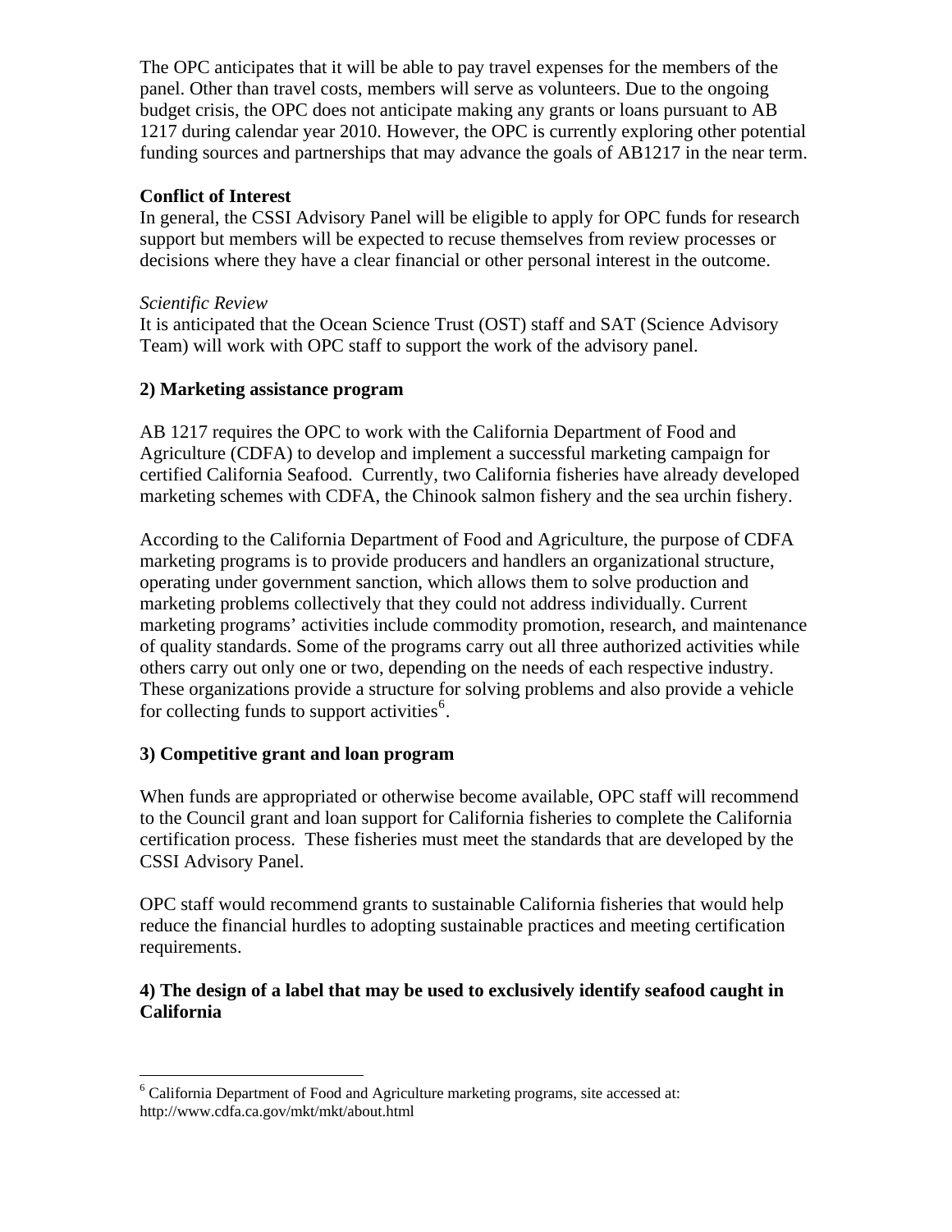The OPC anticipates that it will be able to pay travel expenses for the members of the panel. Other than travel costs, members will serve as volunteers. Due to the ongoing budget crisis, the OPC does not anticipate making any grants or loans pursuant to AB 1217 during calendar year 2010. However, the OPC is currently exploring other potential funding sources and partnerships that may advance the goals of AB1217 in the near term.

**Conflict of Interest**

In general, the CSSI Advisory Panel will be eligible to apply for OPC funds for research support but members will be expected to recuse themselves from review processes or decisions where they have a clear financial or other personal interest in the outcome.

*Scientific Review*

It is anticipated that the Ocean Science Trust (OST) staff and SAT (Science Advisory Team) will work with OPC staff to support the work of the advisory panel.

**2) Marketing assistance program**

AB 1217 requires the OPC to work with the California Department of Food and Agriculture (CDFA) to develop and implement a successful marketing campaign for certified California Seafood. Currently, two California fisheries have already developed marketing schemes with CDFA, the Chinook salmon fishery and the sea urchin fishery.

According to the California Department of Food and Agriculture, the purpose of CDFA marketing programs is to provide producers and handlers an organizational structure, operating under government sanction, which allows them to solve production and marketing problems collectively that they could not address individually. Current marketing programs' activities include commodity promotion, research, and maintenance of quality standards. Some of the programs carry out all three authorized activities while others carry out only one or two, depending on the needs of each respective industry. These organizations provide a structure for solving problems and also provide a vehicle for collecting funds to support activities[6].

**3) Competitive grant and loan program**

When funds are appropriated or otherwise become available, OPC staff will recommend to the Council grant and loan support for California fisheries to complete the California certification process. These fisheries must meet the standards that are developed by the CSSI Advisory Panel.

OPC staff would recommend grants to sustainable California fisheries that would help reduce the financial hurdles to adopting sustainable practices and meeting certification requirements.

**4) The design of a label that may be used to exclusively identify seafood caught in California**

---

[6] California Department of Food and Agriculture marketing programs, site accessed at: http://www.cdfa.ca.gov/mkt/mkt/about.html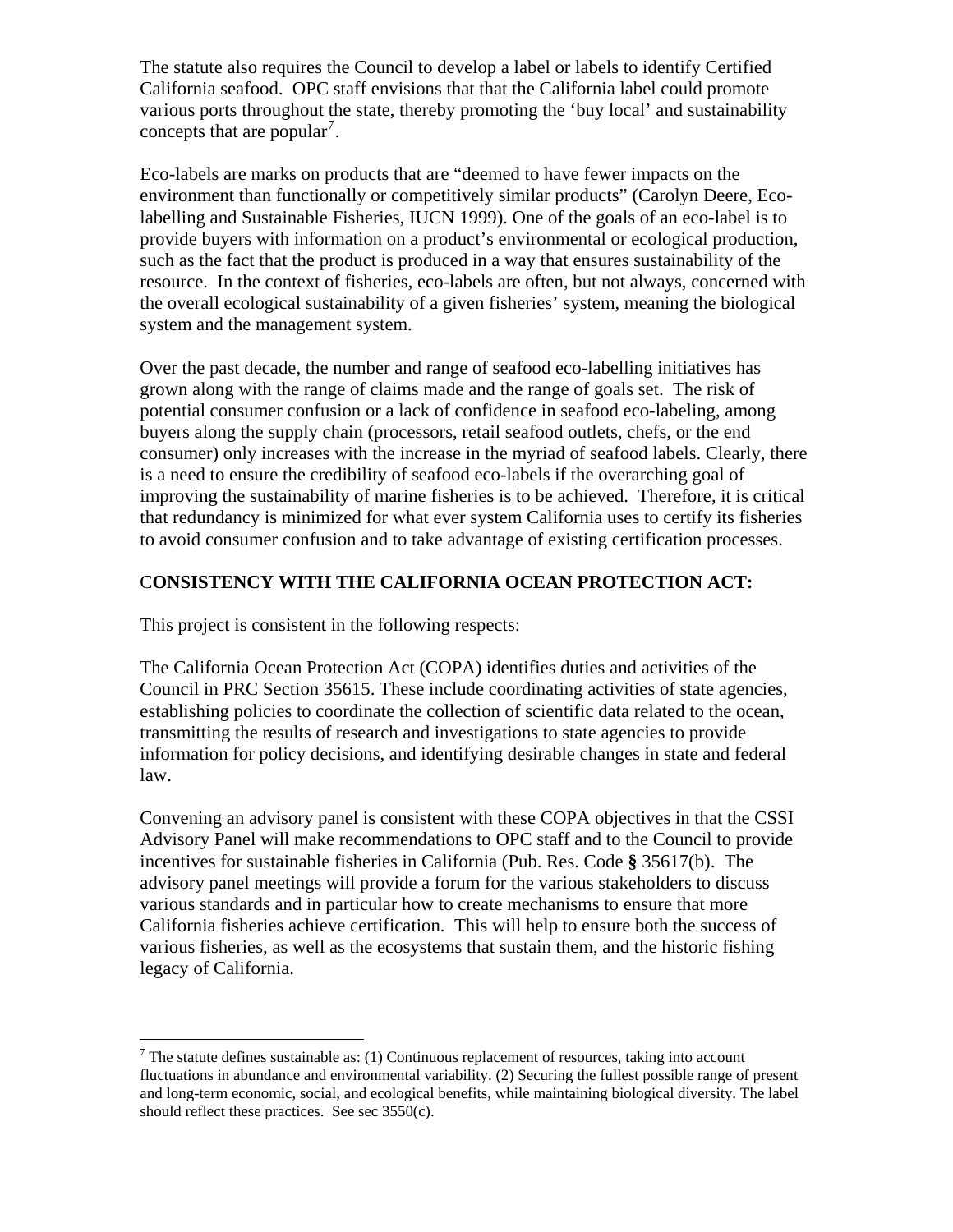The statute also requires the Council to develop a label or labels to identify Certified California seafood. OPC staff envisions that that the California label could promote various ports throughout the state, thereby promoting the 'buy local' and sustainability concepts that are popular[7].

Eco-labels are marks on products that are "deemed to have fewer impacts on the environment than functionally or competitively similar products" (Carolyn Deere, Eco-labelling and Sustainable Fisheries, IUCN 1999). One of the goals of an eco-label is to provide buyers with information on a product's environmental or ecological production, such as the fact that the product is produced in a way that ensures sustainability of the resource. In the context of fisheries, eco-labels are often, but not always, concerned with the overall ecological sustainability of a given fisheries' system, meaning the biological system and the management system.

Over the past decade, the number and range of seafood eco-labelling initiatives has grown along with the range of claims made and the range of goals set. The risk of potential consumer confusion or a lack of confidence in seafood eco-labeling, among buyers along the supply chain (processors, retail seafood outlets, chefs, or the end consumer) only increases with the increase in the myriad of seafood labels. Clearly, there is a need to ensure the credibility of seafood eco-labels if the overarching goal of improving the sustainability of marine fisheries is to be achieved. Therefore, it is critical that redundancy is minimized for what ever system California uses to certify its fisheries to avoid consumer confusion and to take advantage of existing certification processes.

## CONSISTENCY WITH THE CALIFORNIA OCEAN PROTECTION ACT:

This project is consistent in the following respects:

The California Ocean Protection Act (COPA) identifies duties and activities of the Council in PRC Section 35615. These include coordinating activities of state agencies, establishing policies to coordinate the collection of scientific data related to the ocean, transmitting the results of research and investigations to state agencies to provide information for policy decisions, and identifying desirable changes in state and federal law.

Convening an advisory panel is consistent with these COPA objectives in that the CSSI Advisory Panel will make recommendations to OPC staff and to the Council to provide incentives for sustainable fisheries in California (Pub. Res. Code **§** 35617(b). The advisory panel meetings will provide a forum for the various stakeholders to discuss various standards and in particular how to create mechanisms to ensure that more California fisheries achieve certification. This will help to ensure both the success of various fisheries, as well as the ecosystems that sustain them, and the historic fishing legacy of California.

---

[7] The statute defines sustainable as: (1) Continuous replacement of resources, taking into account fluctuations in abundance and environmental variability. (2) Securing the fullest possible range of present and long-term economic, social, and ecological benefits, while maintaining biological diversity. The label should reflect these practices. See sec 3550(c).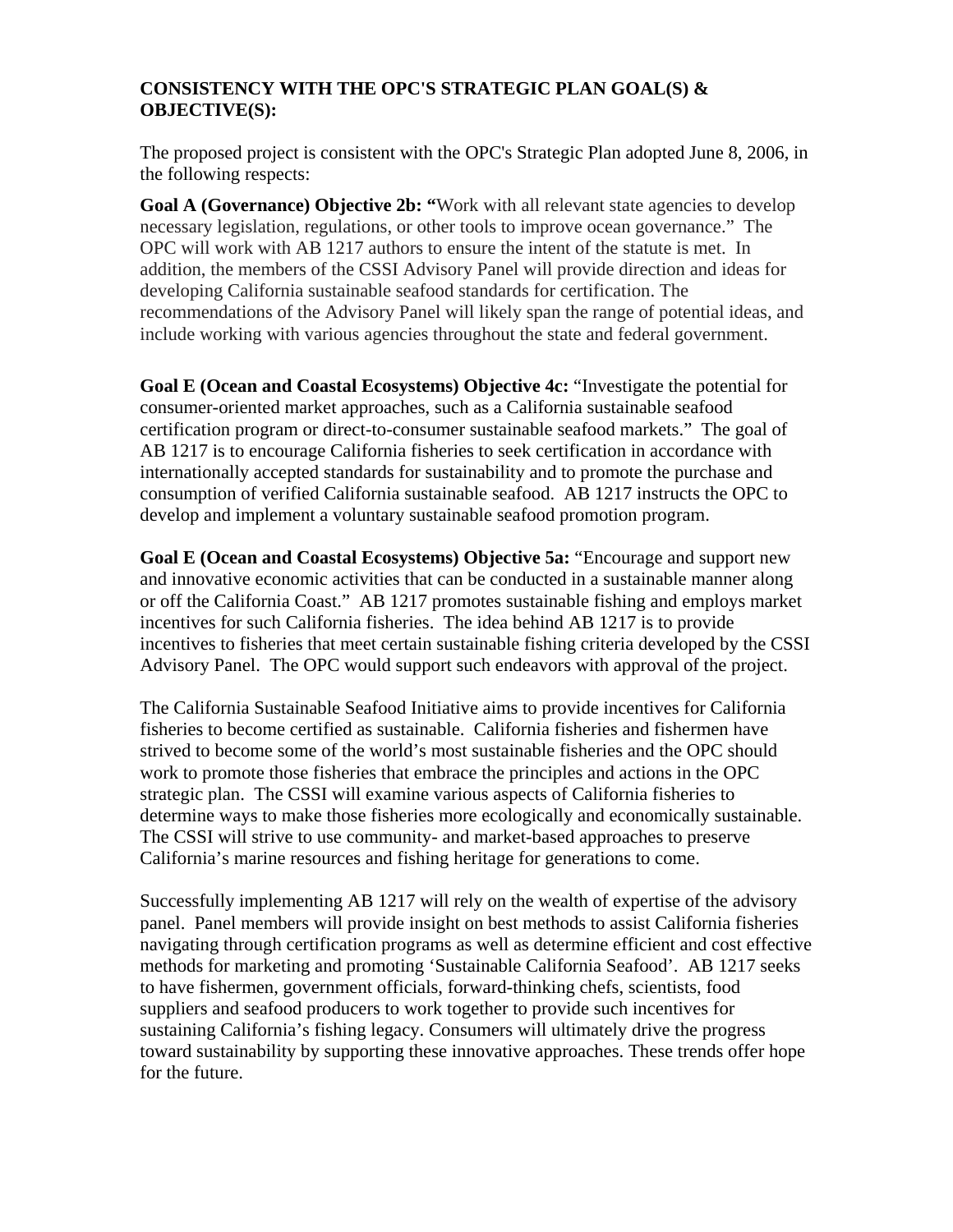**CONSISTENCY WITH THE OPC'S STRATEGIC PLAN GOAL(S) & OBJECTIVE(S):**

The proposed project is consistent with the OPC's Strategic Plan adopted June 8, 2006, in the following respects:

**Goal A (Governance) Objective 2b: "**Work with all relevant state agencies to develop necessary legislation, regulations, or other tools to improve ocean governance." The OPC will work with AB 1217 authors to ensure the intent of the statute is met. In addition, the members of the CSSI Advisory Panel will provide direction and ideas for developing California sustainable seafood standards for certification. The recommendations of the Advisory Panel will likely span the range of potential ideas, and include working with various agencies throughout the state and federal government.

**Goal E (Ocean and Coastal Ecosystems) Objective 4c:** "Investigate the potential for consumer-oriented market approaches, such as a California sustainable seafood certification program or direct-to-consumer sustainable seafood markets." The goal of AB 1217 is to encourage California fisheries to seek certification in accordance with internationally accepted standards for sustainability and to promote the purchase and consumption of verified California sustainable seafood. AB 1217 instructs the OPC to develop and implement a voluntary sustainable seafood promotion program.

**Goal E (Ocean and Coastal Ecosystems) Objective 5a:** "Encourage and support new and innovative economic activities that can be conducted in a sustainable manner along or off the California Coast." AB 1217 promotes sustainable fishing and employs market incentives for such California fisheries. The idea behind AB 1217 is to provide incentives to fisheries that meet certain sustainable fishing criteria developed by the CSSI Advisory Panel. The OPC would support such endeavors with approval of the project.

The California Sustainable Seafood Initiative aims to provide incentives for California fisheries to become certified as sustainable. California fisheries and fishermen have strived to become some of the world's most sustainable fisheries and the OPC should work to promote those fisheries that embrace the principles and actions in the OPC strategic plan. The CSSI will examine various aspects of California fisheries to determine ways to make those fisheries more ecologically and economically sustainable. The CSSI will strive to use community- and market-based approaches to preserve California's marine resources and fishing heritage for generations to come.

Successfully implementing AB 1217 will rely on the wealth of expertise of the advisory panel. Panel members will provide insight on best methods to assist California fisheries navigating through certification programs as well as determine efficient and cost effective methods for marketing and promoting 'Sustainable California Seafood'. AB 1217 seeks to have fishermen, government officials, forward-thinking chefs, scientists, food suppliers and seafood producers to work together to provide such incentives for sustaining California's fishing legacy. Consumers will ultimately drive the progress toward sustainability by supporting these innovative approaches. These trends offer hope for the future.